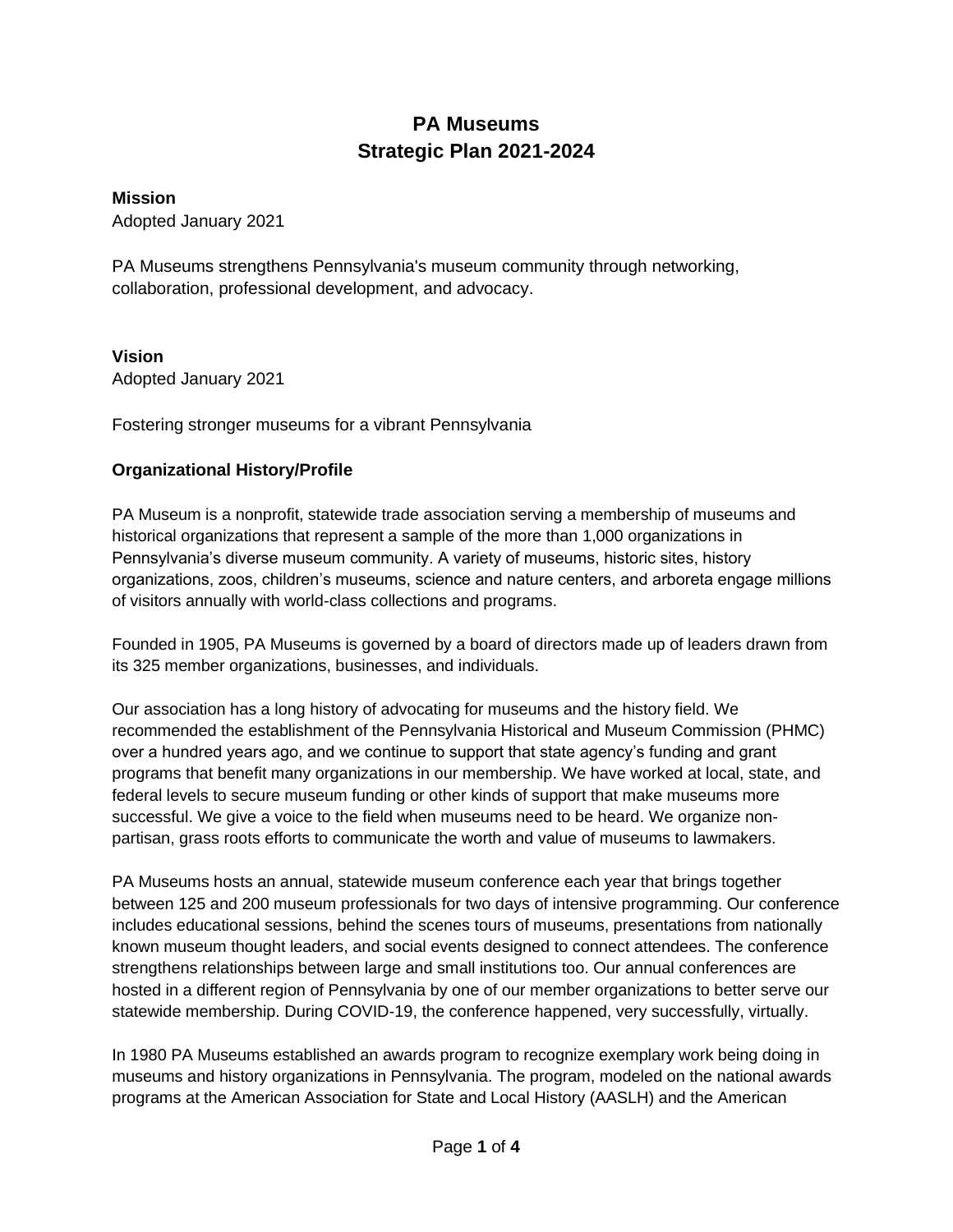# PA Museums
# Strategic Plan 2021-2024

**Mission**
Adopted January 2021

PA Museums strengthens Pennsylvania's museum community through networking, collaboration, professional development, and advocacy.

**Vision**
Adopted January 2021

Fostering stronger museums for a vibrant Pennsylvania

## Organizational History/Profile

PA Museum is a nonprofit, statewide trade association serving a membership of museums and historical organizations that represent a sample of the more than 1,000 organizations in Pennsylvania's diverse museum community. A variety of museums, historic sites, history organizations, zoos, children's museums, science and nature centers, and arboreta engage millions of visitors annually with world-class collections and programs.

Founded in 1905, PA Museums is governed by a board of directors made up of leaders drawn from its 325 member organizations, businesses, and individuals.

Our association has a long history of advocating for museums and the history field. We recommended the establishment of the Pennsylvania Historical and Museum Commission (PHMC) over a hundred years ago, and we continue to support that state agency's funding and grant programs that benefit many organizations in our membership. We have worked at local, state, and federal levels to secure museum funding or other kinds of support that make museums more successful. We give a voice to the field when museums need to be heard. We organize non-partisan, grass roots efforts to communicate the worth and value of museums to lawmakers.

PA Museums hosts an annual, statewide museum conference each year that brings together between 125 and 200 museum professionals for two days of intensive programming. Our conference includes educational sessions, behind the scenes tours of museums, presentations from nationally known museum thought leaders, and social events designed to connect attendees. The conference strengthens relationships between large and small institutions too. Our annual conferences are hosted in a different region of Pennsylvania by one of our member organizations to better serve our statewide membership. During COVID-19, the conference happened, very successfully, virtually.

In 1980 PA Museums established an awards program to recognize exemplary work being doing in museums and history organizations in Pennsylvania. The program, modeled on the national awards programs at the American Association for State and Local History (AASLH) and the American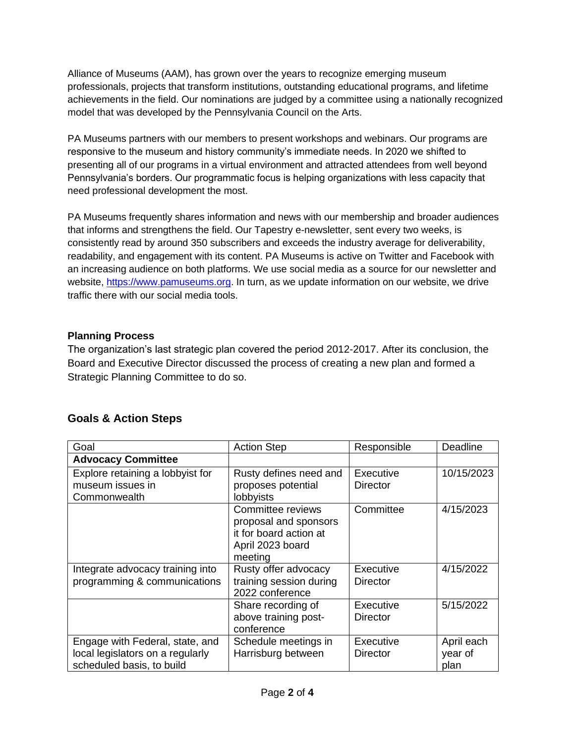Alliance of Museums (AAM), has grown over the years to recognize emerging museum professionals, projects that transform institutions, outstanding educational programs, and lifetime achievements in the field. Our nominations are judged by a committee using a nationally recognized model that was developed by the Pennsylvania Council on the Arts.

PA Museums partners with our members to present workshops and webinars. Our programs are responsive to the museum and history community's immediate needs. In 2020 we shifted to presenting all of our programs in a virtual environment and attracted attendees from well beyond Pennsylvania's borders. Our programmatic focus is helping organizations with less capacity that need professional development the most.

PA Museums frequently shares information and news with our membership and broader audiences that informs and strengthens the field. Our Tapestry e-newsletter, sent every two weeks, is consistently read by around 350 subscribers and exceeds the industry average for deliverability, readability, and engagement with its content. PA Museums is active on Twitter and Facebook with an increasing audience on both platforms. We use social media as a source for our newsletter and website, https://www.pamuseums.org. In turn, as we update information on our website, we drive traffic there with our social media tools.

### Planning Process

The organization's last strategic plan covered the period 2012-2017. After its conclusion, the Board and Executive Director discussed the process of creating a new plan and formed a Strategic Planning Committee to do so.

## Goals & Action Steps

| Goal | Action Step | Responsible | Deadline |
|---|---|---|---|
| **Advocacy Committee** | | | |
| Explore retaining a lobbyist for museum issues in Commonwealth | Rusty defines need and proposes potential lobbyists | Executive Director | 10/15/2023 |
| | Committee reviews proposal and sponsors it for board action at April 2023 board meeting | Committee | 4/15/2023 |
| Integrate advocacy training into programming & communications | Rusty offer advocacy training session during 2022 conference | Executive Director | 4/15/2022 |
| | Share recording of above training post-conference | Executive Director | 5/15/2022 |
| Engage with Federal, state, and local legislators on a regularly scheduled basis, to build | Schedule meetings in Harrisburg between | Executive Director | April each year of plan |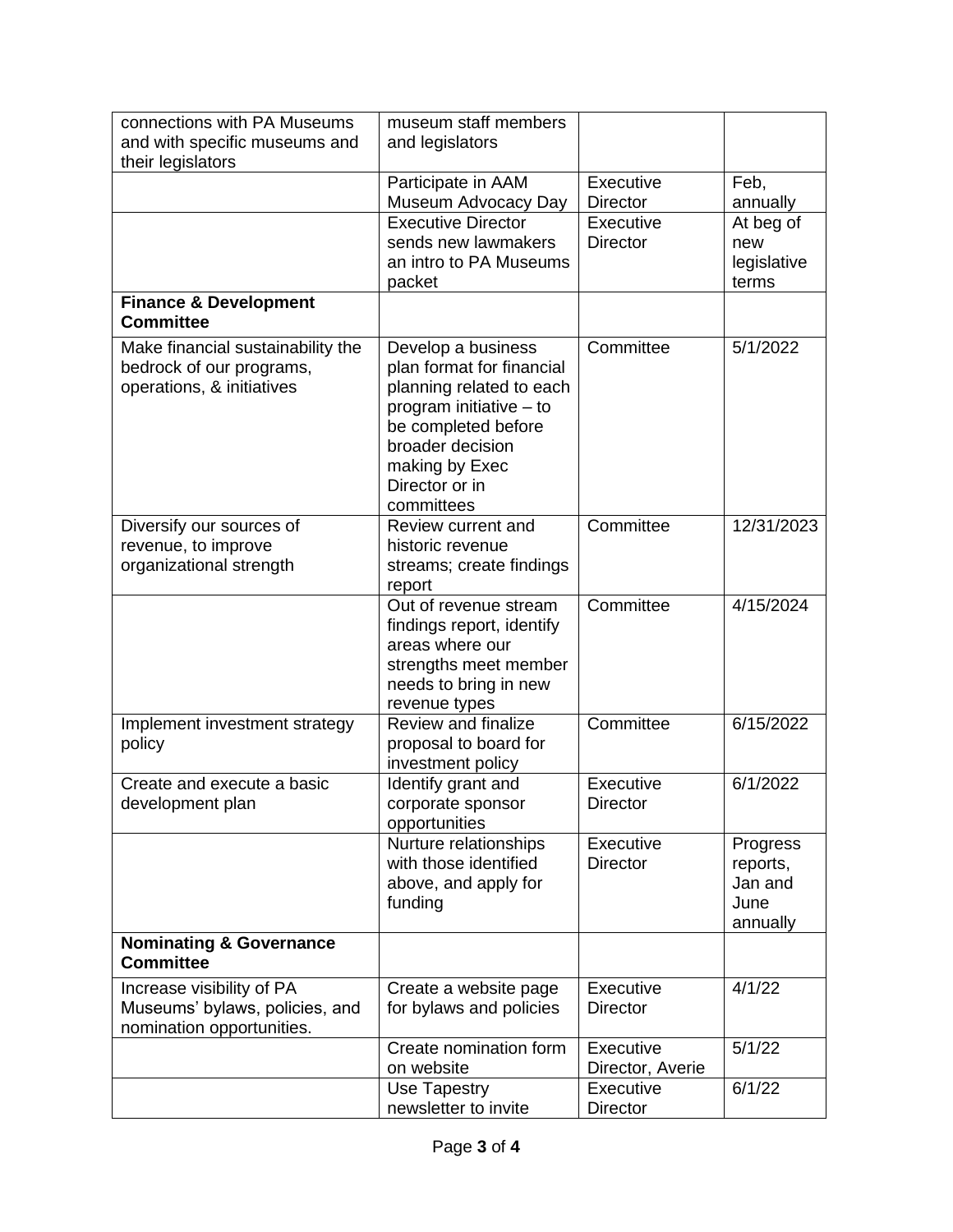| | | | |
|---|---|---|---|
| connections with PA Museums and with specific museums and their legislators | museum staff members and legislators | | |
| | Participate in AAM Museum Advocacy Day | Executive Director | Feb, annually |
| | Executive Director sends new lawmakers an intro to PA Museums packet | Executive Director | At beg of new legislative terms |
| **Finance & Development Committee** | | | |
| Make financial sustainability the bedrock of our programs, operations, & initiatives | Develop a business plan format for financial planning related to each program initiative – to be completed before broader decision making by Exec Director or in committees | Committee | 5/1/2022 |
| Diversify our sources of revenue, to improve organizational strength | Review current and historic revenue streams; create findings report | Committee | 12/31/2023 |
| | Out of revenue stream findings report, identify areas where our strengths meet member needs to bring in new revenue types | Committee | 4/15/2024 |
| Implement investment strategy policy | Review and finalize proposal to board for investment policy | Committee | 6/15/2022 |
| Create and execute a basic development plan | Identify grant and corporate sponsor opportunities | Executive Director | 6/1/2022 |
| | Nurture relationships with those identified above, and apply for funding | Executive Director | Progress reports, Jan and June annually |
| **Nominating & Governance Committee** | | | |
| Increase visibility of PA Museums' bylaws, policies, and nomination opportunities. | Create a website page for bylaws and policies | Executive Director | 4/1/22 |
| | Create nomination form on website | Executive Director, Averie | 5/1/22 |
| | Use Tapestry newsletter to invite | Executive Director | 6/1/22 |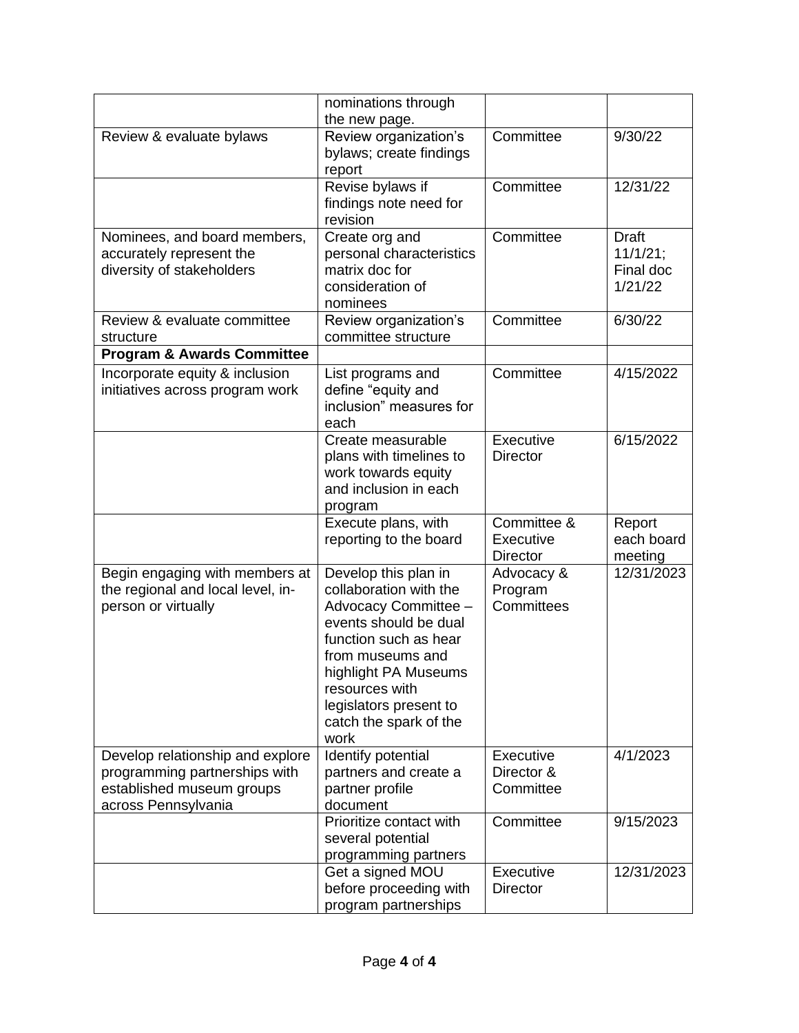| | | | |
|---|---|---|---|
| | nominations through the new page. | | |
| Review & evaluate bylaws | Review organization's bylaws; create findings report | Committee | 9/30/22 |
| | Revise bylaws if findings note need for revision | Committee | 12/31/22 |
| Nominees, and board members, accurately represent the diversity of stakeholders | Create org and personal characteristics matrix doc for consideration of nominees | Committee | Draft 11/1/21; Final doc 1/21/22 |
| Review & evaluate committee structure | Review organization's committee structure | Committee | 6/30/22 |
| **Program & Awards Committee** | | | |
| Incorporate equity & inclusion initiatives across program work | List programs and define "equity and inclusion" measures for each | Committee | 4/15/2022 |
| | Create measurable plans with timelines to work towards equity and inclusion in each program | Executive Director | 6/15/2022 |
| | Execute plans, with reporting to the board | Committee & Executive Director | Report each board meeting |
| Begin engaging with members at the regional and local level, in-person or virtually | Develop this plan in collaboration with the Advocacy Committee – events should be dual function such as hear from museums and highlight PA Museums resources with legislators present to catch the spark of the work | Advocacy & Program Committees | 12/31/2023 |
| Develop relationship and explore programming partnerships with established museum groups across Pennsylvania | Identify potential partners and create a partner profile document | Executive Director & Committee | 4/1/2023 |
| | Prioritize contact with several potential programming partners | Committee | 9/15/2023 |
| | Get a signed MOU before proceeding with program partnerships | Executive Director | 12/31/2023 |